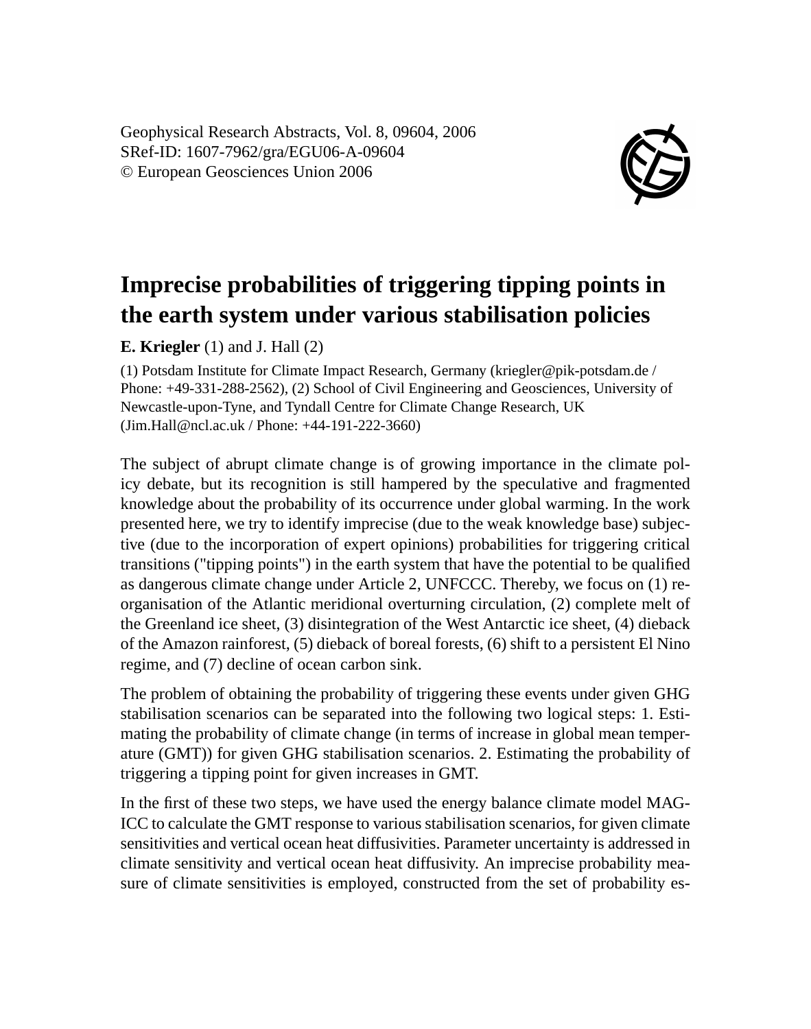Geophysical Research Abstracts, Vol. 8, 09604, 2006
SRef-ID: 1607-7962/gra/EGU06-A-09604
© European Geosciences Union 2006

# Imprecise probabilities of triggering tipping points in the earth system under various stabilisation policies

**E. Kriegler** (1) and J. Hall (2)

(1) Potsdam Institute for Climate Impact Research, Germany (kriegler@pik-potsdam.de / Phone: +49-331-288-2562), (2) School of Civil Engineering and Geosciences, University of Newcastle-upon-Tyne, and Tyndall Centre for Climate Change Research, UK (Jim.Hall@ncl.ac.uk / Phone: +44-191-222-3660)

The subject of abrupt climate change is of growing importance in the climate policy debate, but its recognition is still hampered by the speculative and fragmented knowledge about the probability of its occurrence under global warming. In the work presented here, we try to identify imprecise (due to the weak knowledge base) subjective (due to the incorporation of expert opinions) probabilities for triggering critical transitions ("tipping points") in the earth system that have the potential to be qualified as dangerous climate change under Article 2, UNFCCC. Thereby, we focus on (1) reorganisation of the Atlantic meridional overturning circulation, (2) complete melt of the Greenland ice sheet, (3) disintegration of the West Antarctic ice sheet, (4) dieback of the Amazon rainforest, (5) dieback of boreal forests, (6) shift to a persistent El Nino regime, and (7) decline of ocean carbon sink.

The problem of obtaining the probability of triggering these events under given GHG stabilisation scenarios can be separated into the following two logical steps: 1. Estimating the probability of climate change (in terms of increase in global mean temperature (GMT)) for given GHG stabilisation scenarios. 2. Estimating the probability of triggering a tipping point for given increases in GMT.

In the first of these two steps, we have used the energy balance climate model MAGICC to calculate the GMT response to various stabilisation scenarios, for given climate sensitivities and vertical ocean heat diffusivities. Parameter uncertainty is addressed in climate sensitivity and vertical ocean heat diffusivity. An imprecise probability measure of climate sensitivities is employed, constructed from the set of probability es-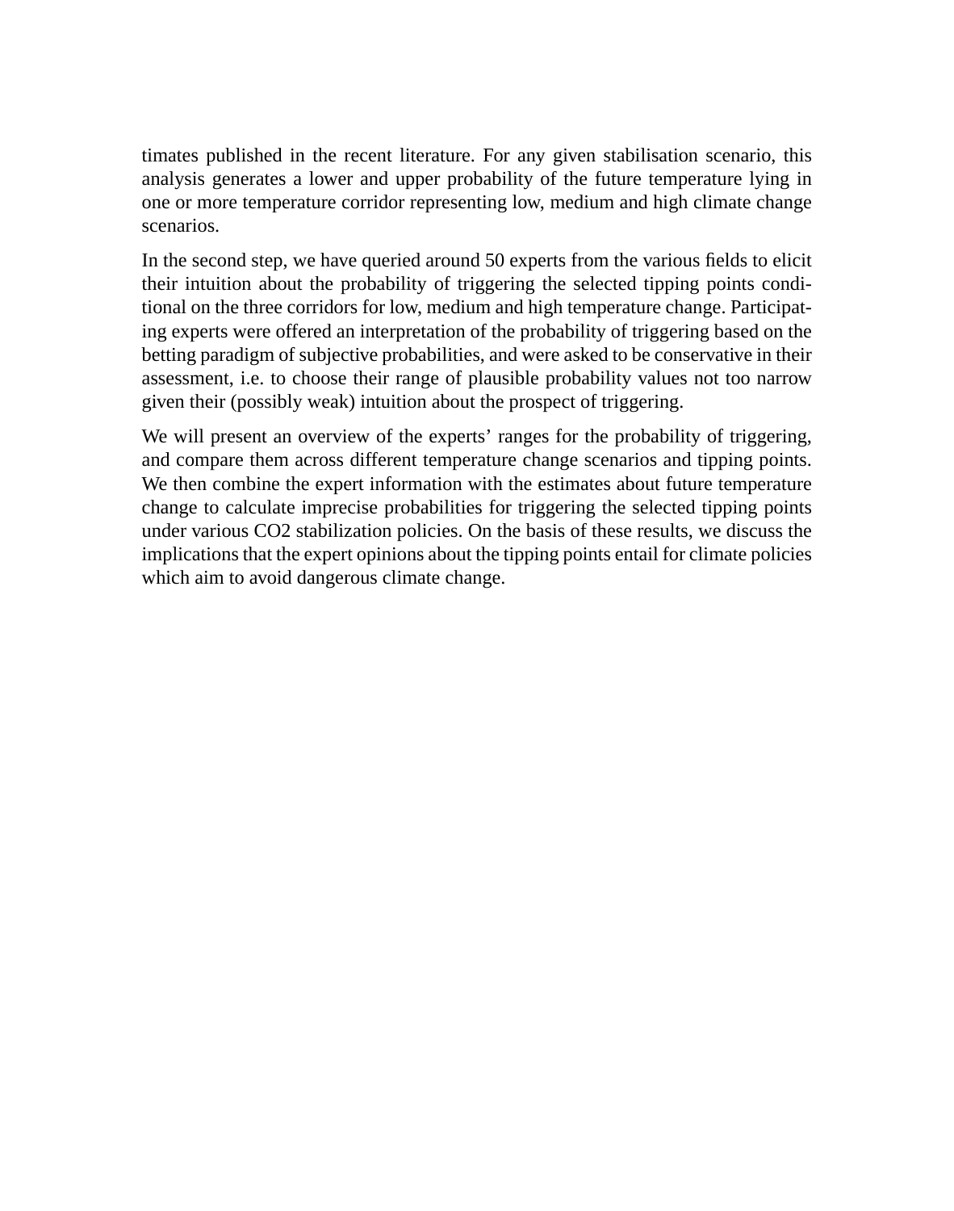timates published in the recent literature. For any given stabilisation scenario, this analysis generates a lower and upper probability of the future temperature lying in one or more temperature corridor representing low, medium and high climate change scenarios.

In the second step, we have queried around 50 experts from the various fields to elicit their intuition about the probability of triggering the selected tipping points conditional on the three corridors for low, medium and high temperature change. Participating experts were offered an interpretation of the probability of triggering based on the betting paradigm of subjective probabilities, and were asked to be conservative in their assessment, i.e. to choose their range of plausible probability values not too narrow given their (possibly weak) intuition about the prospect of triggering.

We will present an overview of the experts' ranges for the probability of triggering, and compare them across different temperature change scenarios and tipping points. We then combine the expert information with the estimates about future temperature change to calculate imprecise probabilities for triggering the selected tipping points under various $CO_2$ stabilization policies. On the basis of these results, we discuss the implications that the expert opinions about the tipping points entail for climate policies which aim to avoid dangerous climate change.